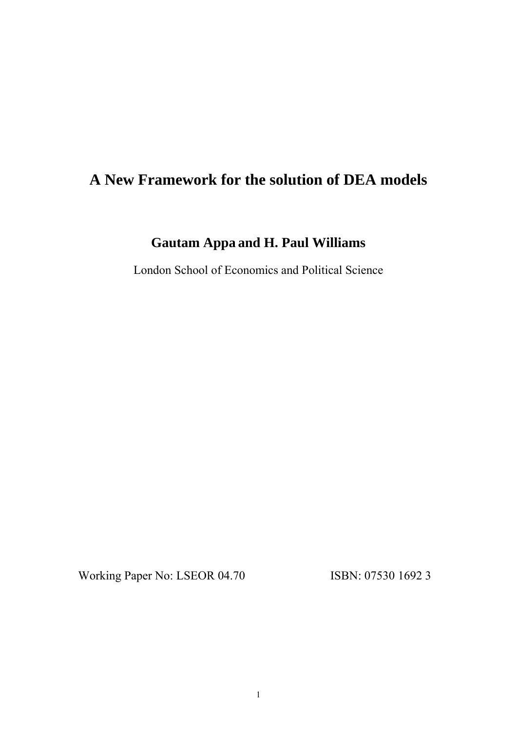# A New Framework for the solution of DEA models

**Gautam Appa and H. Paul Williams**

London School of Economics and Political Science

Working Paper No: LSEOR 04.70 ISBN: 07530 1692 3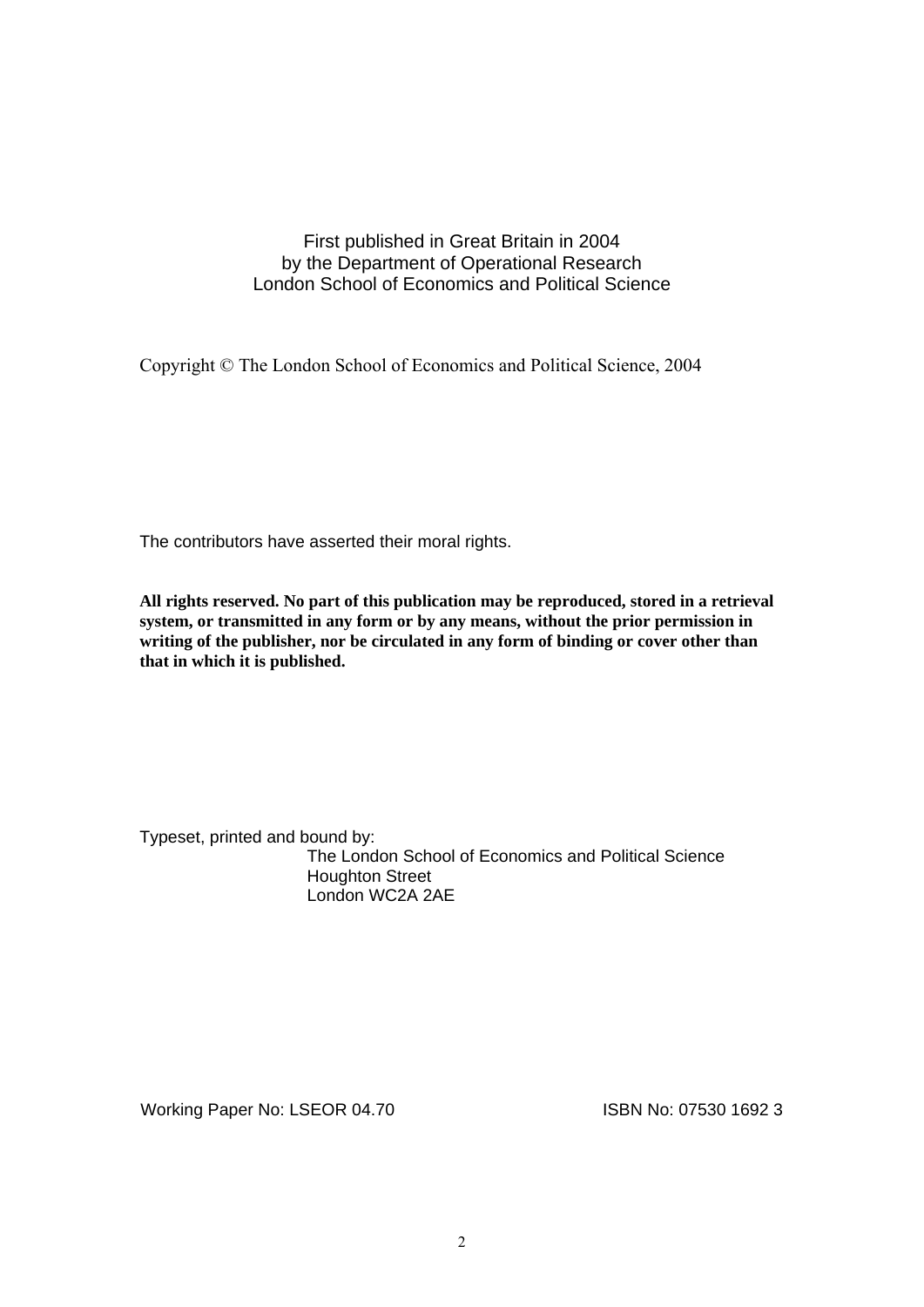First published in Great Britain in 2004
by the Department of Operational Research
London School of Economics and Political Science

Copyright © The London School of Economics and Political Science, 2004

The contributors have asserted their moral rights.

**All rights reserved. No part of this publication may be reproduced, stored in a retrieval system, or transmitted in any form or by any means, without the prior permission in writing of the publisher, nor be circulated in any form of binding or cover other than that in which it is published.**

Typeset, printed and bound by:
The London School of Economics and Political Science
Houghton Street
London WC2A 2AE

Working Paper No: LSEOR 04.70 ISBN No: 07530 1692 3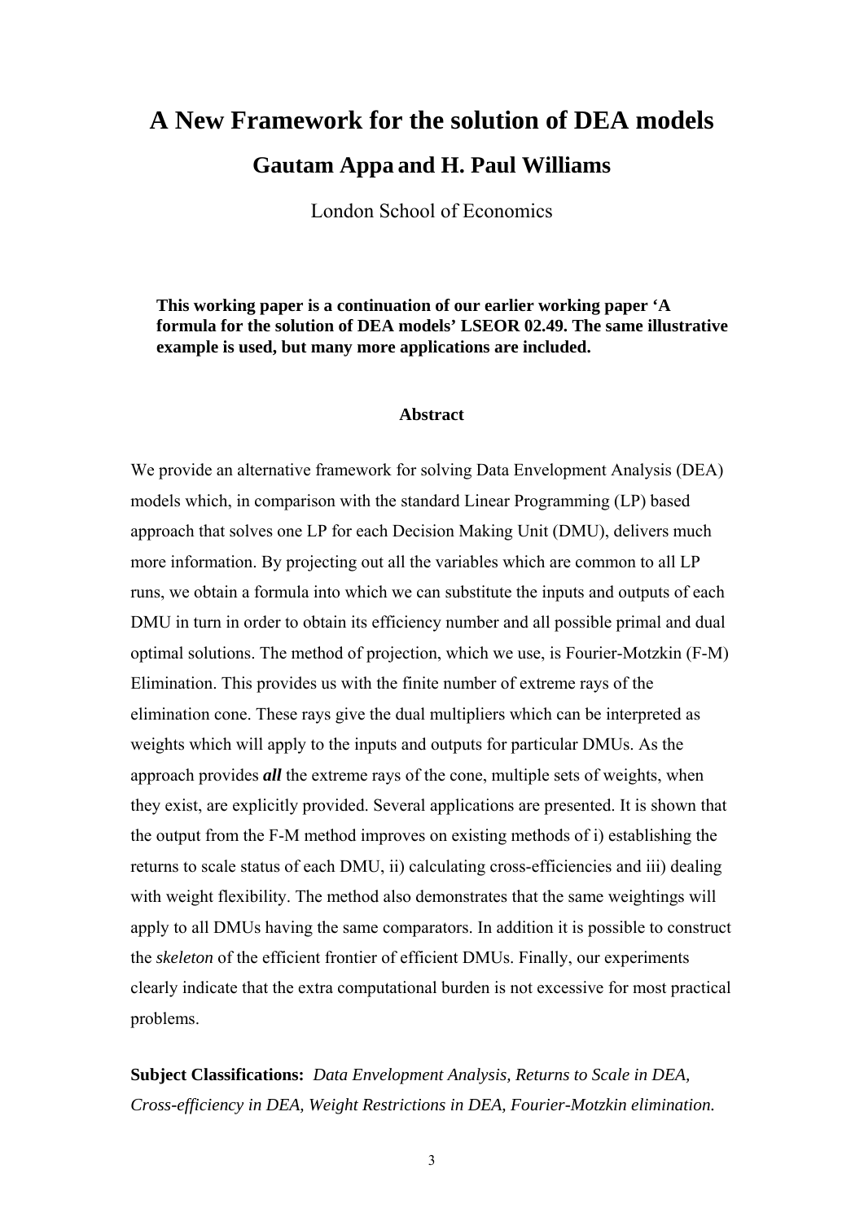# A New Framework for the solution of DEA models

## Gautam Appa and H. Paul Williams

London School of Economics

**This working paper is a continuation of our earlier working paper 'A formula for the solution of DEA models' LSEOR 02.49. The same illustrative example is used, but many more applications are included.**

### Abstract

We provide an alternative framework for solving Data Envelopment Analysis (DEA) models which, in comparison with the standard Linear Programming (LP) based approach that solves one LP for each Decision Making Unit (DMU), delivers much more information. By projecting out all the variables which are common to all LP runs, we obtain a formula into which we can substitute the inputs and outputs of each DMU in turn in order to obtain its efficiency number and all possible primal and dual optimal solutions. The method of projection, which we use, is Fourier-Motzkin (F-M) Elimination. This provides us with the finite number of extreme rays of the elimination cone. These rays give the dual multipliers which can be interpreted as weights which will apply to the inputs and outputs for particular DMUs. As the approach provides ***all*** the extreme rays of the cone, multiple sets of weights, when they exist, are explicitly provided. Several applications are presented. It is shown that the output from the F-M method improves on existing methods of i) establishing the returns to scale status of each DMU, ii) calculating cross-efficiencies and iii) dealing with weight flexibility. The method also demonstrates that the same weightings will apply to all DMUs having the same comparators. In addition it is possible to construct the *skeleton* of the efficient frontier of efficient DMUs. Finally, our experiments clearly indicate that the extra computational burden is not excessive for most practical problems.

**Subject Classifications:** *Data Envelopment Analysis, Returns to Scale in DEA, Cross-efficiency in DEA, Weight Restrictions in DEA, Fourier-Motzkin elimination.*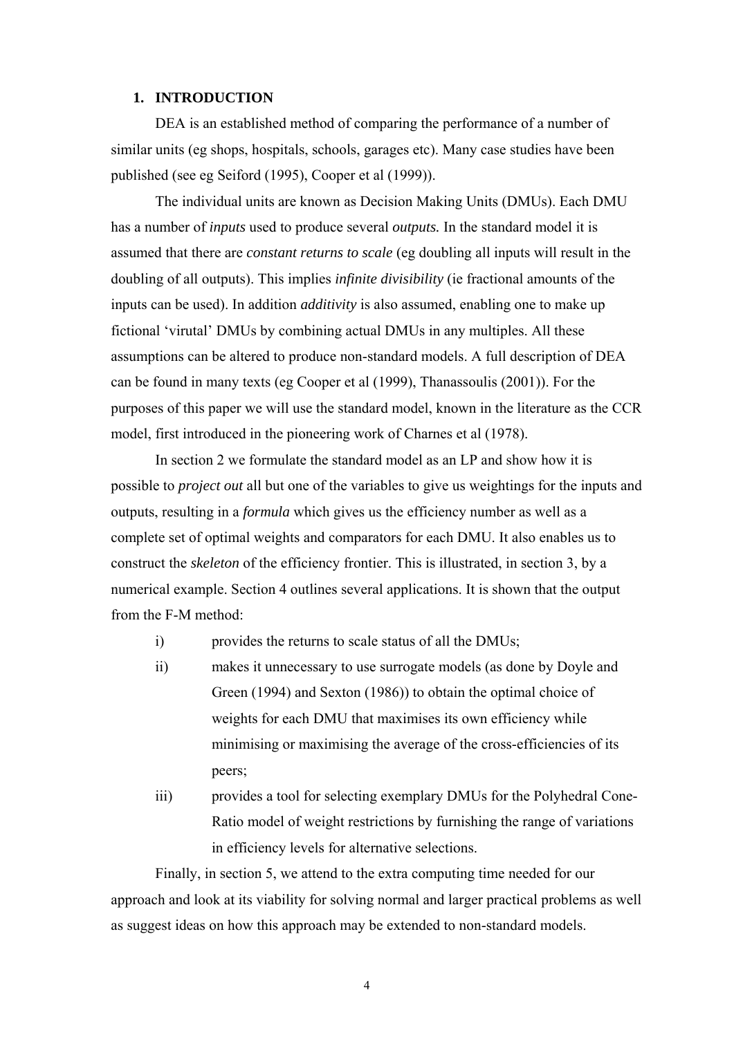## 1. INTRODUCTION

DEA is an established method of comparing the performance of a number of similar units (eg shops, hospitals, schools, garages etc). Many case studies have been published (see eg Seiford (1995), Cooper et al (1999)).

The individual units are known as Decision Making Units (DMUs). Each DMU has a number of *inputs* used to produce several *outputs.* In the standard model it is assumed that there are *constant returns to scale* (eg doubling all inputs will result in the doubling of all outputs). This implies *infinite divisibility* (ie fractional amounts of the inputs can be used). In addition *additivity* is also assumed, enabling one to make up fictional 'virutal' DMUs by combining actual DMUs in any multiples. All these assumptions can be altered to produce non-standard models. A full description of DEA can be found in many texts (eg Cooper et al (1999), Thanassoulis (2001)). For the purposes of this paper we will use the standard model, known in the literature as the CCR model, first introduced in the pioneering work of Charnes et al (1978).

In section 2 we formulate the standard model as an LP and show how it is possible to *project out* all but one of the variables to give us weightings for the inputs and outputs, resulting in a *formula* which gives us the efficiency number as well as a complete set of optimal weights and comparators for each DMU. It also enables us to construct the *skeleton* of the efficiency frontier. This is illustrated, in section 3, by a numerical example. Section 4 outlines several applications. It is shown that the output from the F-M method:

i) provides the returns to scale status of all the DMUs;

ii) makes it unnecessary to use surrogate models (as done by Doyle and Green (1994) and Sexton (1986)) to obtain the optimal choice of weights for each DMU that maximises its own efficiency while minimising or maximising the average of the cross-efficiencies of its peers;

iii) provides a tool for selecting exemplary DMUs for the Polyhedral Cone-Ratio model of weight restrictions by furnishing the range of variations in efficiency levels for alternative selections.

Finally, in section 5, we attend to the extra computing time needed for our approach and look at its viability for solving normal and larger practical problems as well as suggest ideas on how this approach may be extended to non-standard models.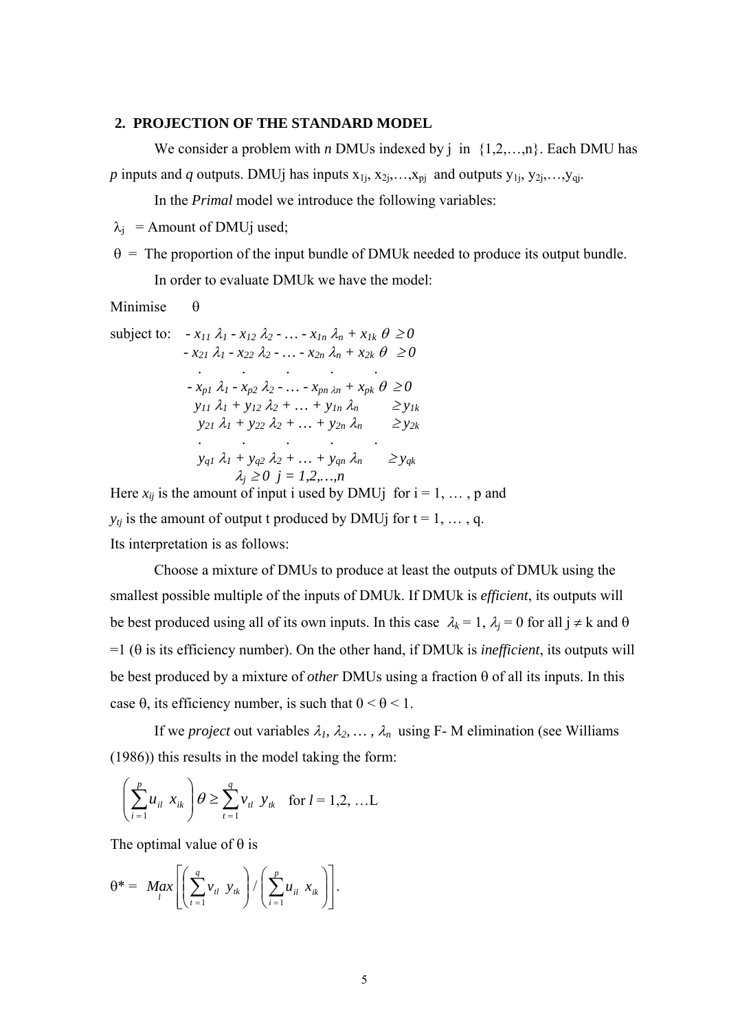## 2. PROJECTION OF THE STANDARD MODEL

We consider a problem with *n* DMUs indexed by j in {1,2,…,n}. Each DMU has *p* inputs and *q* outputs. DMUj has inputs $x_{1j}, x_{2j},\ldots,x_{pj}$ and outputs $y_{1j}, y_{2j},\ldots,y_{qj}$.

In the ***Primal*** model we introduce the following variables:

$\lambda_j$ = Amount of DMUj used;

$\theta$ = The proportion of the input bundle of DMUk needed to produce its output bundle.

In order to evaluate DMUk we have the model:

Minimise $\theta$

subject to:

$$
\begin{aligned}
- x_{11}\,\lambda_1 - x_{12}\,\lambda_2 - \ldots - x_{1n}\,\lambda_n + x_{1k}\,\theta &\geq 0 \\
- x_{21}\,\lambda_1 - x_{22}\,\lambda_2 - \ldots - x_{2n}\,\lambda_n + x_{2k}\,\theta &\geq 0 \\
\cdot \quad\quad \cdot \quad\quad \cdot \quad\quad \cdot \quad\quad & \cdot \\
- x_{p1}\,\lambda_1 - x_{p2}\,\lambda_2 - \ldots - x_{pn}\,\lambda_n + x_{pk}\,\theta &\geq 0 \\
y_{11}\,\lambda_1 + y_{12}\,\lambda_2 + \ldots + y_{1n}\,\lambda_n &\geq y_{1k} \\
y_{21}\,\lambda_1 + y_{22}\,\lambda_2 + \ldots + y_{2n}\,\lambda_n &\geq y_{2k} \\
\cdot \quad\quad \cdot \quad\quad \cdot \quad\quad \cdot \quad\quad & \cdot \\
y_{q1}\,\lambda_1 + y_{q2}\,\lambda_2 + \ldots + y_{qn}\,\lambda_n &\geq y_{qk} \\
\lambda_j \geq 0 \quad j = 1,2,\ldots,n &
\end{aligned}
$$

Here $x_{ij}$ is the amount of input i used by DMUj for i = 1, … , p and

$y_{tj}$ is the amount of output t produced by DMUj for t = 1, … , q.

Its interpretation is as follows:

Choose a mixture of DMUs to produce at least the outputs of DMUk using the smallest possible multiple of the inputs of DMUk. If DMUk is *efficient*, its outputs will be best produced using all of its own inputs. In this case $\lambda_k = 1$, $\lambda_j = 0$ for all $j \neq k$ and $\theta = 1$ ($\theta$ is its efficiency number). On the other hand, if DMUk is *inefficient*, its outputs will be best produced by a mixture of *other* DMUs using a fraction $\theta$ of all its inputs. In this case $\theta$, its efficiency number, is such that $0 < \theta < 1$.

If we *project* out variables $\lambda_1, \lambda_2, \ldots, \lambda_n$ using F- M elimination (see Williams (1986)) this results in the model taking the form:

$$
\left(\sum_{i=1}^{p} u_{il}\ x_{ik}\right)\theta \geq \sum_{t=1}^{q} v_{tl}\ y_{tk} \quad \text{for } l = 1,2,\ldots L
$$

The optimal value of $\theta$ is

$$
\theta^* = \underset{l}{Max}\left[\left(\sum_{t=1}^{q} v_{tl}\ y_{tk}\right) / \left(\sum_{i=1}^{p} u_{il}\ x_{ik}\right)\right].
$$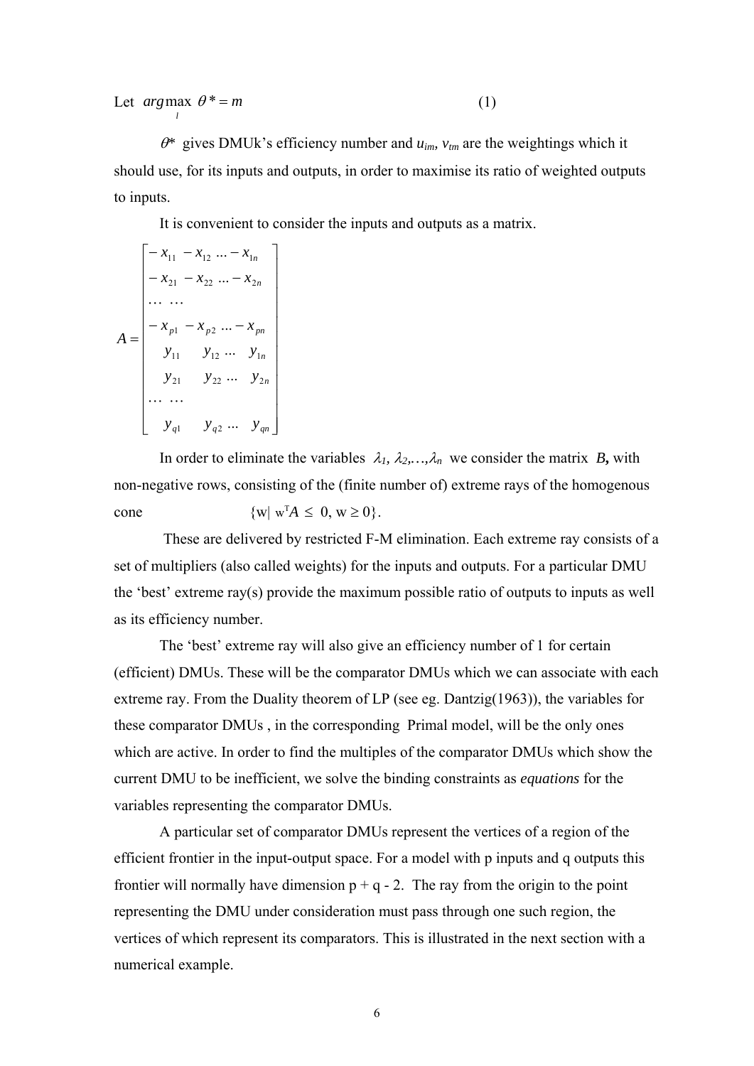Let $\underset{l}{arg\max}\ \theta^* = m \qquad (1)$

$\theta^*$ gives DMUk's efficiency number and $u_{im}$, $v_{tm}$ are the weightings which it should use, for its inputs and outputs, in order to maximise its ratio of weighted outputs to inputs.

It is convenient to consider the inputs and outputs as a matrix.

$$A = \begin{bmatrix} -x_{11} & -x_{12} & \ldots & -x_{1n} \\ -x_{21} & -x_{22} & \ldots & -x_{2n} \\ \ldots & \ldots & & \\ -x_{p1} & -x_{p2} & \ldots & -x_{pn} \\ y_{11} & y_{12} & \ldots & y_{1n} \\ y_{21} & y_{22} & \ldots & y_{2n} \\ \ldots & \ldots & & \\ y_{q1} & y_{q2} & \ldots & y_{qn} \end{bmatrix}$$

In order to eliminate the variables $\lambda_1, \lambda_2, \ldots, \lambda_n$ we consider the matrix $B$**,** with non-negative rows, consisting of the (finite number of) extreme rays of the homogenous cone $\{w \mid w^T A \le 0, w \ge 0\}$.

These are delivered by restricted F-M elimination. Each extreme ray consists of a set of multipliers (also called weights) for the inputs and outputs. For a particular DMU the 'best' extreme ray(s) provide the maximum possible ratio of outputs to inputs as well as its efficiency number.

The 'best' extreme ray will also give an efficiency number of 1 for certain (efficient) DMUs. These will be the comparator DMUs which we can associate with each extreme ray. From the Duality theorem of LP (see eg. Dantzig(1963)), the variables for these comparator DMUs , in the corresponding Primal model, will be the only ones which are active. In order to find the multiples of the comparator DMUs which show the current DMU to be inefficient, we solve the binding constraints as *equations* for the variables representing the comparator DMUs.

A particular set of comparator DMUs represent the vertices of a region of the efficient frontier in the input-output space. For a model with p inputs and q outputs this frontier will normally have dimension p + q - 2. The ray from the origin to the point representing the DMU under consideration must pass through one such region, the vertices of which represent its comparators. This is illustrated in the next section with a numerical example.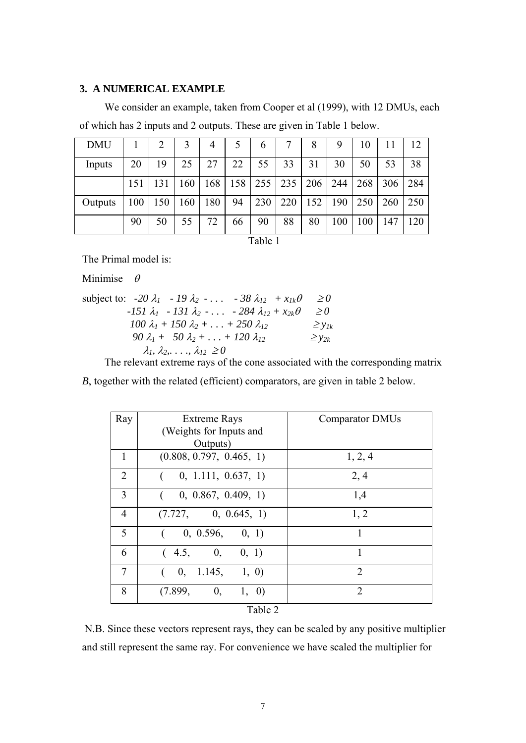### 3. A NUMERICAL EXAMPLE

We consider an example, taken from Cooper et al (1999), with 12 DMUs, each of which has 2 inputs and 2 outputs. These are given in Table 1 below.

| DMU | 1 | 2 | 3 | 4 | 5 | 6 | 7 | 8 | 9 | 10 | 11 | 12 |
|---|---|---|---|---|---|---|---|---|---|---|---|---|
| Inputs | 20 | 19 | 25 | 27 | 22 | 55 | 33 | 31 | 30 | 50 | 53 | 38 |
| | 151 | 131 | 160 | 168 | 158 | 255 | 235 | 206 | 244 | 268 | 306 | 284 |
| Outputs | 100 | 150 | 160 | 180 | 94 | 230 | 220 | 152 | 190 | 250 | 260 | 250 |
| | 90 | 50 | 55 | 72 | 66 | 90 | 88 | 80 | 100 | 100 | 147 | 120 |

Table 1

The Primal model is:

Minimise $\theta$

subject to:

$$-20\,\lambda_1 \;- 19\,\lambda_2 - \ldots \;- 38\,\lambda_{12} \;+ x_{1k}\theta \quad \geq 0$$

$$-151\,\lambda_1 \;- 131\,\lambda_2 - \ldots \;- 284\,\lambda_{12} + x_{2k}\theta \quad \geq 0$$

$$100\,\lambda_1 + 150\,\lambda_2 + \ldots + 250\,\lambda_{12} \quad \geq y_{1k}$$

$$90\,\lambda_1 + \;50\,\lambda_2 + \ldots + 120\,\lambda_{12} \quad \geq y_{2k}$$

$$\lambda_1, \lambda_2, \ldots, \lambda_{12} \;\geq 0$$

The relevant extreme rays of the cone associated with the corresponding matrix *B*, together with the related (efficient) comparators, are given in table 2 below.

| Ray | Extreme Rays (Weights for Inputs and Outputs) | Comparator DMUs |
|---|---|---|
| 1 | (0.808, 0.797, 0.465, 1) | 1, 2, 4 |
| 2 | ( 0, 1.111, 0.637, 1) | 2, 4 |
| 3 | ( 0, 0.867, 0.409, 1) | 1,4 |
| 4 | (7.727, 0, 0.645, 1) | 1, 2 |
| 5 | ( 0, 0.596, 0, 1) | 1 |
| 6 | ( 4.5, 0, 0, 1) | 1 |
| 7 | ( 0, 1.145, 1, 0) | 2 |
| 8 | (7.899, 0, 1, 0) | 2 |

Table 2

N.B. Since these vectors represent rays, they can be scaled by any positive multiplier and still represent the same ray. For convenience we have scaled the multiplier for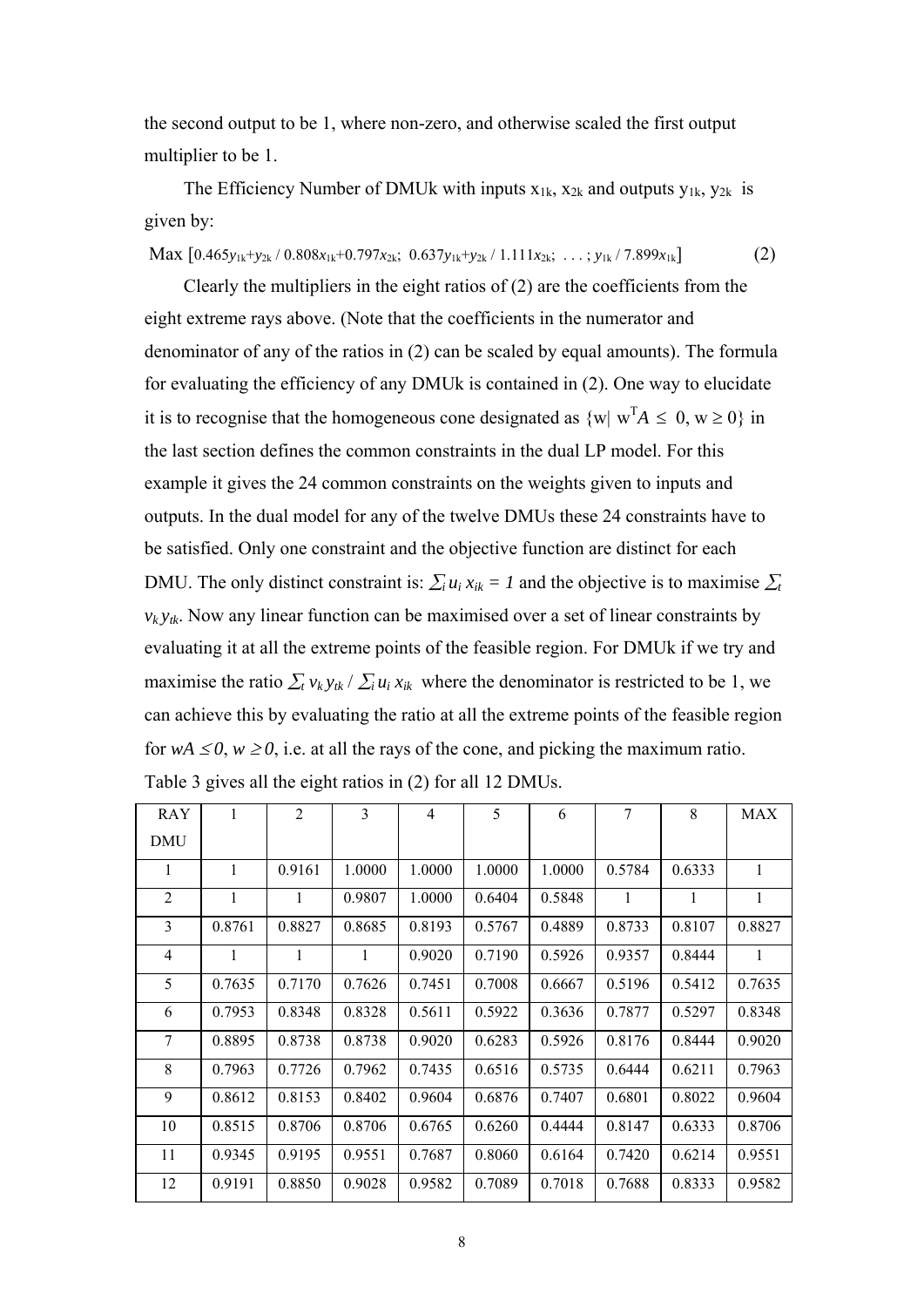the second output to be 1, where non-zero, and otherwise scaled the first output multiplier to be 1.

The Efficiency Number of DMUk with inputs $x_{1k}$, $x_{2k}$ and outputs $y_{1k}$, $y_{2k}$ is given by:

$$\text{Max}\ [0.465y_{1k}+y_{2k} \,/\, 0.808x_{1k}+0.797x_{2k};\ \ 0.637y_{1k}+y_{2k} \,/\, 1.111x_{2k};\ \ldots;\ y_{1k} \,/\, 7.899x_{1k}] \qquad (2)$$

Clearly the multipliers in the eight ratios of (2) are the coefficients from the eight extreme rays above. (Note that the coefficients in the numerator and denominator of any of the ratios in (2) can be scaled by equal amounts). The formula for evaluating the efficiency of any DMUk is contained in (2). One way to elucidate it is to recognise that the homogeneous cone designated as $\{w|\ w^TA \leq 0,\ w \geq 0\}$ in the last section defines the common constraints in the dual LP model. For this example it gives the 24 common constraints on the weights given to inputs and outputs. In the dual model for any of the twelve DMUs these 24 constraints have to be satisfied. Only one constraint and the objective function are distinct for each DMU. The only distinct constraint is: $\sum_i u_i\, x_{ik} = 1$ and the objective is to maximise $\sum_t v_k\, y_{tk}$. Now any linear function can be maximised over a set of linear constraints by evaluating it at all the extreme points of the feasible region. For DMUk if we try and maximise the ratio $\sum_t v_k\, y_{tk} \,/\, \sum_i u_i\, x_{ik}$ where the denominator is restricted to be 1, we can achieve this by evaluating the ratio at all the extreme points of the feasible region for $wA \leq 0$, $w \geq 0$, i.e. at all the rays of the cone, and picking the maximum ratio. Table 3 gives all the eight ratios in (2) for all 12 DMUs.

| RAY<br>DMU | 1 | 2 | 3 | 4 | 5 | 6 | 7 | 8 | MAX |
|---|---|---|---|---|---|---|---|---|---|
| 1 | 1 | 0.9161 | 1.0000 | 1.0000 | 1.0000 | 1.0000 | 0.5784 | 0.6333 | 1 |
| 2 | 1 | 1 | 0.9807 | 1.0000 | 0.6404 | 0.5848 | 1 | 1 | 1 |
| 3 | 0.8761 | 0.8827 | 0.8685 | 0.8193 | 0.5767 | 0.4889 | 0.8733 | 0.8107 | 0.8827 |
| 4 | 1 | 1 | 1 | 0.9020 | 0.7190 | 0.5926 | 0.9357 | 0.8444 | 1 |
| 5 | 0.7635 | 0.7170 | 0.7626 | 0.7451 | 0.7008 | 0.6667 | 0.5196 | 0.5412 | 0.7635 |
| 6 | 0.7953 | 0.8348 | 0.8328 | 0.5611 | 0.5922 | 0.3636 | 0.7877 | 0.5297 | 0.8348 |
| 7 | 0.8895 | 0.8738 | 0.8738 | 0.9020 | 0.6283 | 0.5926 | 0.8176 | 0.8444 | 0.9020 |
| 8 | 0.7963 | 0.7726 | 0.7962 | 0.7435 | 0.6516 | 0.5735 | 0.6444 | 0.6211 | 0.7963 |
| 9 | 0.8612 | 0.8153 | 0.8402 | 0.9604 | 0.6876 | 0.7407 | 0.6801 | 0.8022 | 0.9604 |
| 10 | 0.8515 | 0.8706 | 0.8706 | 0.6765 | 0.6260 | 0.4444 | 0.8147 | 0.6333 | 0.8706 |
| 11 | 0.9345 | 0.9195 | 0.9551 | 0.7687 | 0.8060 | 0.6164 | 0.7420 | 0.6214 | 0.9551 |
| 12 | 0.9191 | 0.8850 | 0.9028 | 0.9582 | 0.7089 | 0.7018 | 0.7688 | 0.8333 | 0.9582 |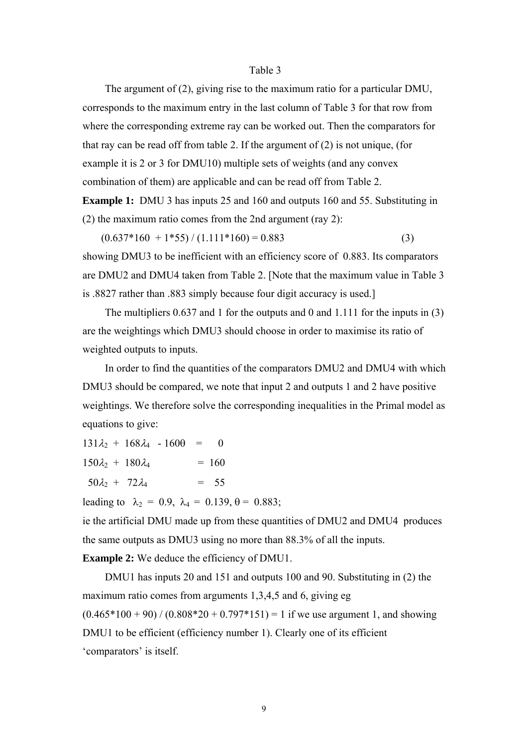Table 3

The argument of (2), giving rise to the maximum ratio for a particular DMU, corresponds to the maximum entry in the last column of Table 3 for that row from where the corresponding extreme ray can be worked out. Then the comparators for that ray can be read off from table 2. If the argument of (2) is not unique, (for example it is 2 or 3 for DMU10) multiple sets of weights (and any convex combination of them) are applicable and can be read off from Table 2.

**Example 1:** DMU 3 has inputs 25 and 160 and outputs 160 and 55. Substituting in (2) the maximum ratio comes from the 2nd argument (ray 2):

$$(0.637*160 + 1*55) / (1.111*160) = 0.883 \qquad (3)$$

showing DMU3 to be inefficient with an efficiency score of 0.883. Its comparators are DMU2 and DMU4 taken from Table 2. [Note that the maximum value in Table 3 is .8827 rather than .883 simply because four digit accuracy is used.]

The multipliers 0.637 and 1 for the outputs and 0 and 1.111 for the inputs in (3) are the weightings which DMU3 should choose in order to maximise its ratio of weighted outputs to inputs.

In order to find the quantities of the comparators DMU2 and DMU4 with which DMU3 should be compared, we note that input 2 and outputs 1 and 2 have positive weightings. We therefore solve the corresponding inequalities in the Primal model as equations to give:

$$131\lambda_2 + 168\lambda_4 - 160\theta = 0$$

$$150\lambda_2 + 180\lambda_4 = 160$$

$$50\lambda_2 + 72\lambda_4 = 55$$

leading to $\lambda_2 = 0.9$, $\lambda_4 = 0.139$, $\theta = 0.883$;

ie the artificial DMU made up from these quantities of DMU2 and DMU4 produces the same outputs as DMU3 using no more than 88.3% of all the inputs.

**Example 2:** We deduce the efficiency of DMU1.

DMU1 has inputs 20 and 151 and outputs 100 and 90. Substituting in (2) the maximum ratio comes from arguments 1,3,4,5 and 6, giving eg $(0.465*100 + 90) / (0.808*20 + 0.797*151) = 1$ if we use argument 1, and showing DMU1 to be efficient (efficiency number 1). Clearly one of its efficient 'comparators' is itself.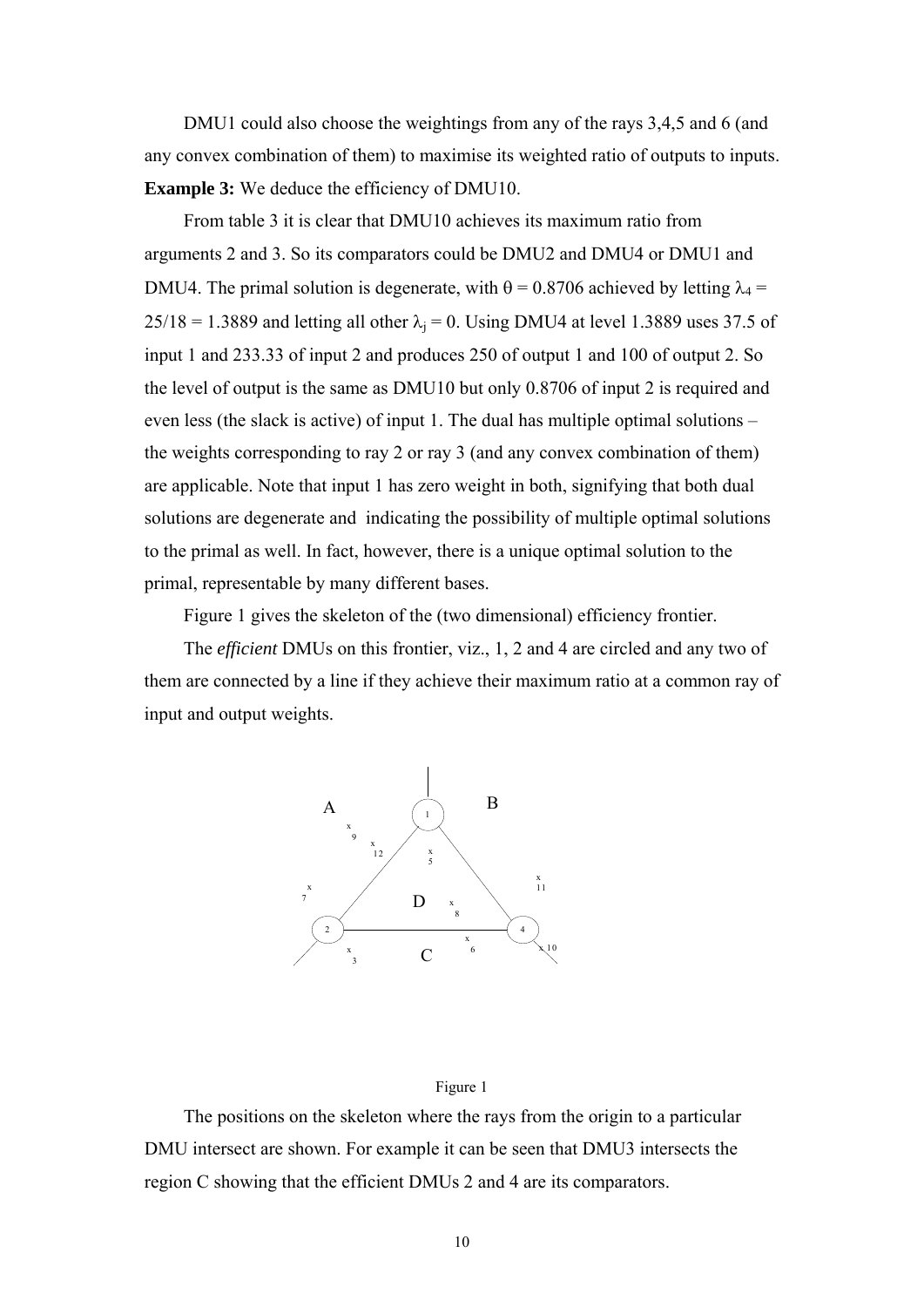DMU1 could also choose the weightings from any of the rays 3,4,5 and 6 (and any convex combination of them) to maximise its weighted ratio of outputs to inputs.

**Example 3:** We deduce the efficiency of DMU10.

From table 3 it is clear that DMU10 achieves its maximum ratio from arguments 2 and 3. So its comparators could be DMU2 and DMU4 or DMU1 and DMU4. The primal solution is degenerate, with $\theta = 0.8706$ achieved by letting $\lambda_4 = 25/18 = 1.3889$ and letting all other $\lambda_j = 0$. Using DMU4 at level 1.3889 uses 37.5 of input 1 and 233.33 of input 2 and produces 250 of output 1 and 100 of output 2. So the level of output is the same as DMU10 but only 0.8706 of input 2 is required and even less (the slack is active) of input 1. The dual has multiple optimal solutions – the weights corresponding to ray 2 or ray 3 (and any convex combination of them) are applicable. Note that input 1 has zero weight in both, signifying that both dual solutions are degenerate and indicating the possibility of multiple optimal solutions to the primal as well. In fact, however, there is a unique optimal solution to the primal, representable by many different bases.

Figure 1 gives the skeleton of the (two dimensional) efficiency frontier.

The *efficient* DMUs on this frontier, viz., 1, 2 and 4 are circled and any two of them are connected by a line if they achieve their maximum ratio at a common ray of input and output weights.

Figure 1

The positions on the skeleton where the rays from the origin to a particular DMU intersect are shown. For example it can be seen that DMU3 intersects the region C showing that the efficient DMUs 2 and 4 are its comparators.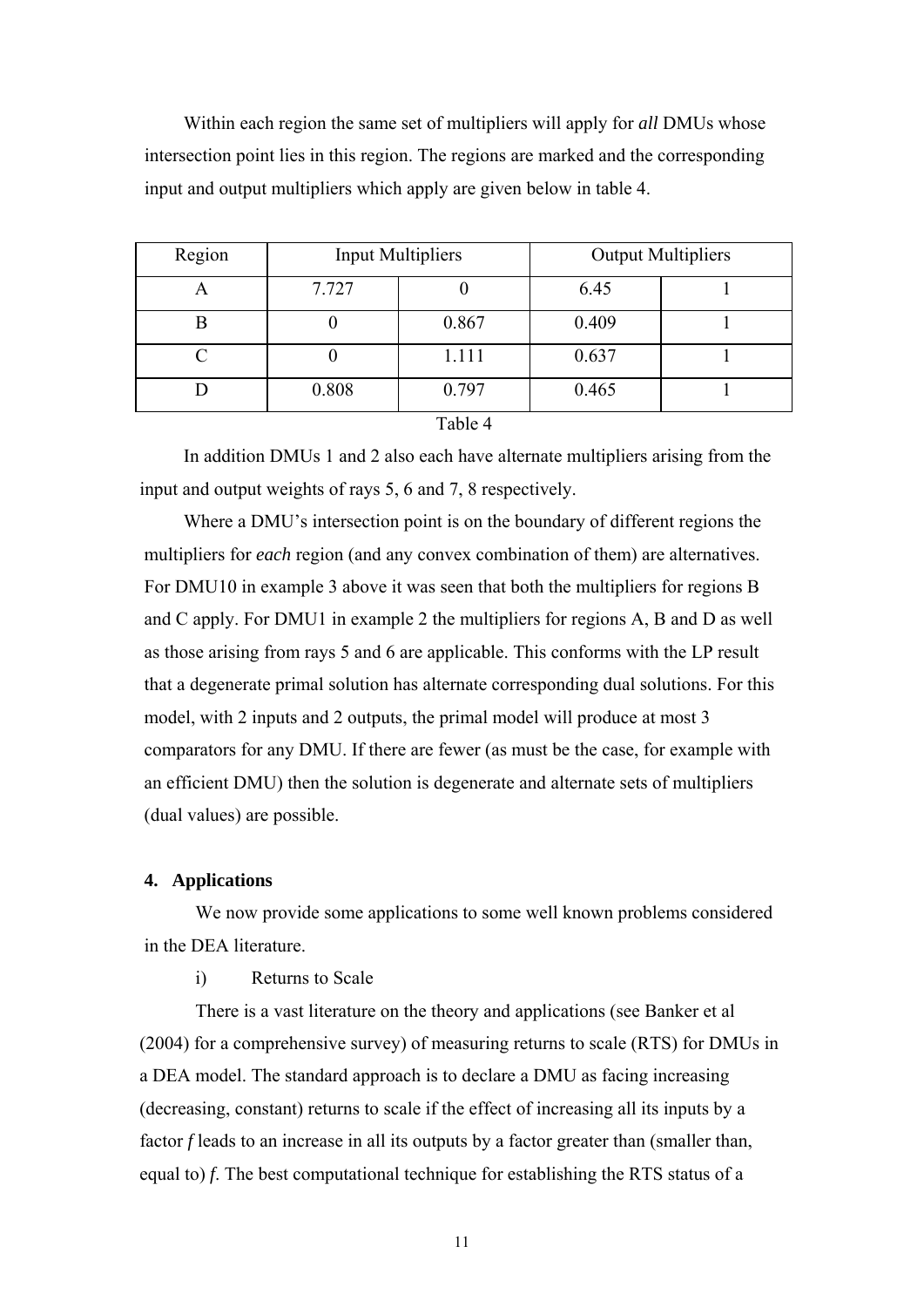Within each region the same set of multipliers will apply for *all* DMUs whose intersection point lies in this region. The regions are marked and the corresponding input and output multipliers which apply are given below in table 4.

| Region | Input Multipliers | | Output Multipliers | |
|---|---|---|---|---|
| A | 7.727 | 0 | 6.45 | 1 |
| B | 0 | 0.867 | 0.409 | 1 |
| C | 0 | 1.111 | 0.637 | 1 |
| D | 0.808 | 0.797 | 0.465 | 1 |

Table 4

In addition DMUs 1 and 2 also each have alternate multipliers arising from the input and output weights of rays 5, 6 and 7, 8 respectively.

Where a DMU's intersection point is on the boundary of different regions the multipliers for *each* region (and any convex combination of them) are alternatives. For DMU10 in example 3 above it was seen that both the multipliers for regions B and C apply. For DMU1 in example 2 the multipliers for regions A, B and D as well as those arising from rays 5 and 6 are applicable. This conforms with the LP result that a degenerate primal solution has alternate corresponding dual solutions. For this model, with 2 inputs and 2 outputs, the primal model will produce at most 3 comparators for any DMU. If there are fewer (as must be the case, for example with an efficient DMU) then the solution is degenerate and alternate sets of multipliers (dual values) are possible.

## 4. Applications

We now provide some applications to some well known problems considered in the DEA literature.

i) Returns to Scale

There is a vast literature on the theory and applications (see Banker et al (2004) for a comprehensive survey) of measuring returns to scale (RTS) for DMUs in a DEA model. The standard approach is to declare a DMU as facing increasing (decreasing, constant) returns to scale if the effect of increasing all its inputs by a factor $f$ leads to an increase in all its outputs by a factor greater than (smaller than, equal to) $f$. The best computational technique for establishing the RTS status of a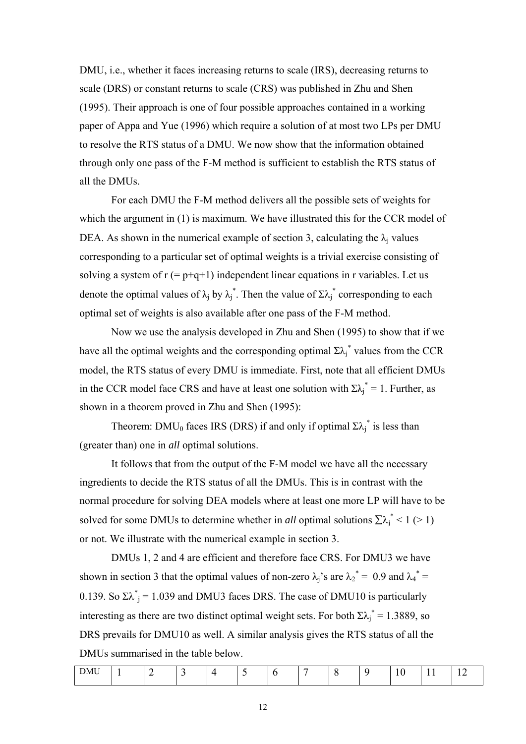DMU, i.e., whether it faces increasing returns to scale (IRS), decreasing returns to scale (DRS) or constant returns to scale (CRS) was published in Zhu and Shen (1995). Their approach is one of four possible approaches contained in a working paper of Appa and Yue (1996) which require a solution of at most two LPs per DMU to resolve the RTS status of a DMU. We now show that the information obtained through only one pass of the F-M method is sufficient to establish the RTS status of all the DMUs.

For each DMU the F-M method delivers all the possible sets of weights for which the argument in (1) is maximum. We have illustrated this for the CCR model of DEA. As shown in the numerical example of section 3, calculating the $\lambda_j$ values corresponding to a particular set of optimal weights is a trivial exercise consisting of solving a system of r (= p+q+1) independent linear equations in r variables. Let us denote the optimal values of $\lambda_j$ by $\lambda_j^*$. Then the value of $\Sigma\lambda_j^*$ corresponding to each optimal set of weights is also available after one pass of the F-M method.

Now we use the analysis developed in Zhu and Shen (1995) to show that if we have all the optimal weights and the corresponding optimal $\Sigma\lambda_j^*$ values from the CCR model, the RTS status of every DMU is immediate. First, note that all efficient DMUs in the CCR model face CRS and have at least one solution with $\Sigma\lambda_j^* = 1$. Further, as shown in a theorem proved in Zhu and Shen (1995):

Theorem: $DMU_0$ faces IRS (DRS) if and only if optimal $\Sigma\lambda_j^*$ is less than (greater than) one in *all* optimal solutions.

It follows that from the output of the F-M model we have all the necessary ingredients to decide the RTS status of all the DMUs. This is in contrast with the normal procedure for solving DEA models where at least one more LP will have to be solved for some DMUs to determine whether in *all* optimal solutions $\sum\lambda_j^* < 1$ ($> 1$) or not. We illustrate with the numerical example in section 3.

DMUs 1, 2 and 4 are efficient and therefore face CRS. For DMU3 we have shown in section 3 that the optimal values of non-zero $\lambda_j$'s are $\lambda_2^* = 0.9$ and $\lambda_4^* = 0.139$. So $\Sigma\lambda^*_j = 1.039$ and DMU3 faces DRS. The case of DMU10 is particularly interesting as there are two distinct optimal weight sets. For both $\Sigma\lambda_j^* = 1.3889$, so DRS prevails for DMU10 as well. A similar analysis gives the RTS status of all the DMUs summarised in the table below.

| DMU | 1 | 2 | 3 | 4 | 5 | 6 | 7 | 8 | 9 | 10 | 11 | 12 |
|---|---|---|---|---|---|---|---|---|---|---|---|---|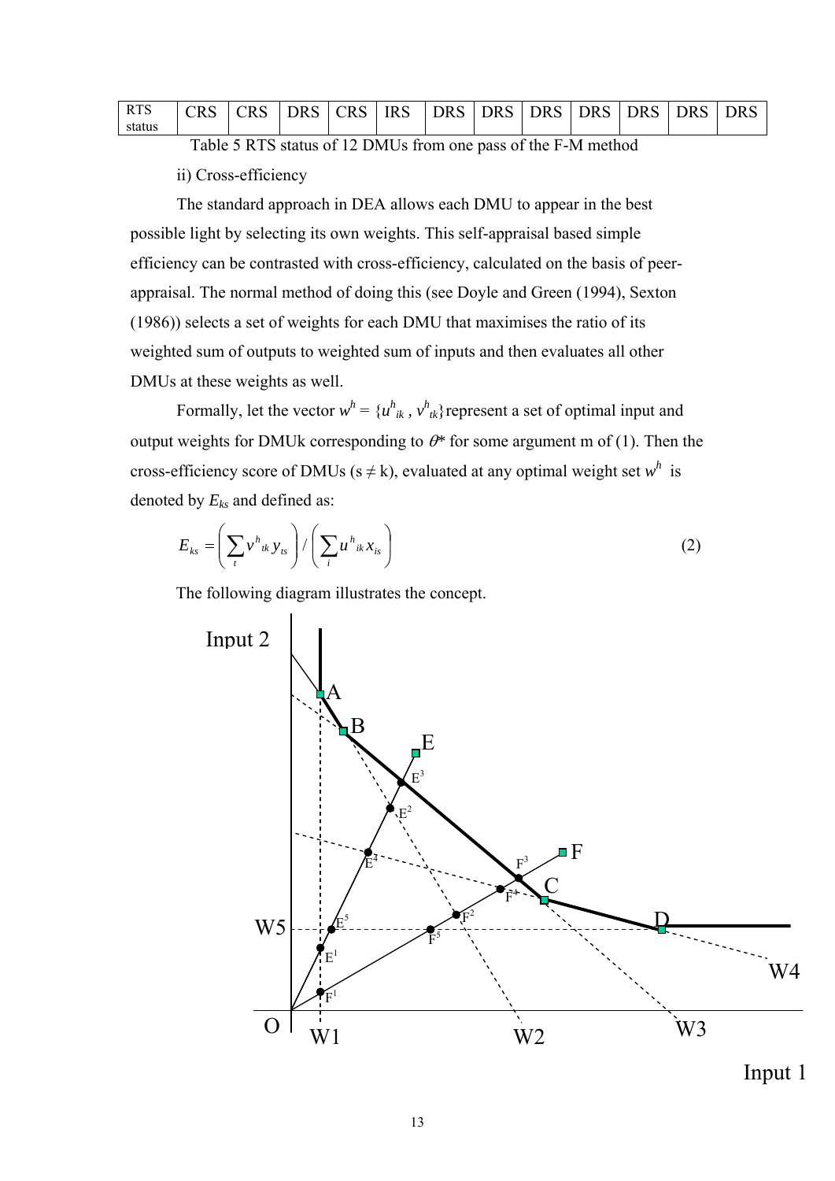| RTS status | CRS | CRS | DRS | CRS | IRS | DRS | DRS | DRS | DRS | DRS | DRS | DRS |
|---|---|---|---|---|---|---|---|---|---|---|---|---|

Table 5 RTS status of 12 DMUs from one pass of the F-M method

ii) Cross-efficiency

The standard approach in DEA allows each DMU to appear in the best possible light by selecting its own weights. This self-appraisal based simple efficiency can be contrasted with cross-efficiency, calculated on the basis of peer-appraisal. The normal method of doing this (see Doyle and Green (1994), Sexton (1986)) selects a set of weights for each DMU that maximises the ratio of its weighted sum of outputs to weighted sum of inputs and then evaluates all other DMUs at these weights as well.

Formally, let the vector $w^h = \{u^h_{ik}, v^h_{tk}\}$ represent a set of optimal input and output weights for DMUk corresponding to $\theta^*$ for some argument m of (1). Then the cross-efficiency score of DMUs (s ≠ k), evaluated at any optimal weight set $w^h$ is denoted by $E_{ks}$ and defined as:

$$E_{ks} = \left( \sum_t v^h_{tk} y_{ts} \right) / \left( \sum_i u^h_{ik} x_{is} \right) \quad (2)$$

The following diagram illustrates the concept.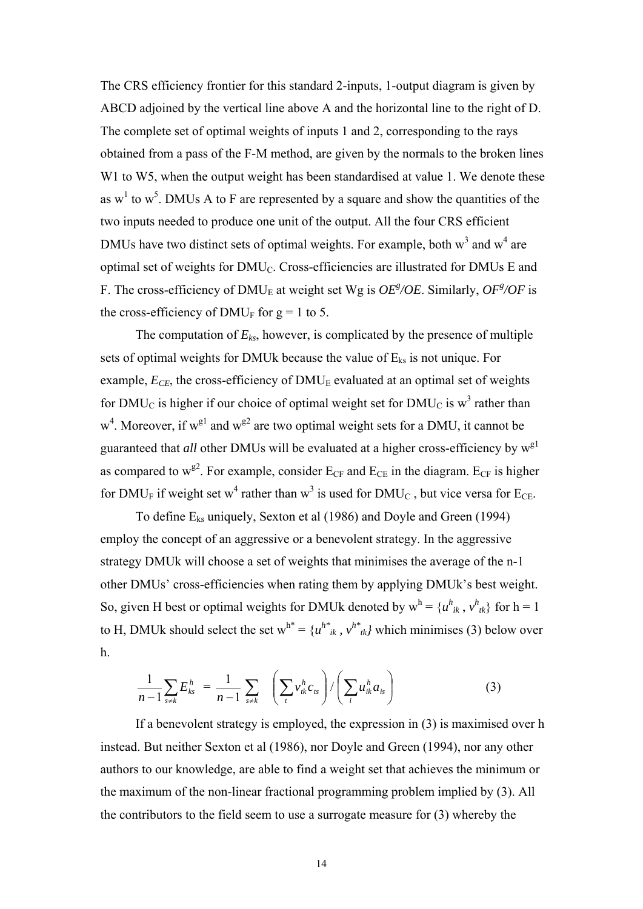The CRS efficiency frontier for this standard 2-inputs, 1-output diagram is given by ABCD adjoined by the vertical line above A and the horizontal line to the right of D. The complete set of optimal weights of inputs 1 and 2, corresponding to the rays obtained from a pass of the F-M method, are given by the normals to the broken lines W1 to W5, when the output weight has been standardised at value 1. We denote these as $w^1$ to $w^5$. DMUs A to F are represented by a square and show the quantities of the two inputs needed to produce one unit of the output. All the four CRS efficient DMUs have two distinct sets of optimal weights. For example, both $w^3$ and $w^4$ are optimal set of weights for $DMU_C$. Cross-efficiencies are illustrated for DMUs E and F. The cross-efficiency of $DMU_E$ at weight set Wg is $OE^g/OE$. Similarly, $OF^g/OF$ is the cross-efficiency of $DMU_F$ for g = 1 to 5.

The computation of $E_{ks}$, however, is complicated by the presence of multiple sets of optimal weights for DMUk because the value of $E_{ks}$ is not unique. For example, $E_{CE}$, the cross-efficiency of $DMU_E$ evaluated at an optimal set of weights for $DMU_C$ is higher if our choice of optimal weight set for $DMU_C$ is $w^3$ rather than $w^4$. Moreover, if $w^{g1}$ and $w^{g2}$ are two optimal weight sets for a DMU, it cannot be guaranteed that *all* other DMUs will be evaluated at a higher cross-efficiency by $w^{g1}$ as compared to $w^{g2}$. For example, consider $E_{CF}$ and $E_{CE}$ in the diagram. $E_{CF}$ is higher for $DMU_F$ if weight set $w^4$ rather than $w^3$ is used for $DMU_C$, but vice versa for $E_{CE}$.

To define $E_{ks}$ uniquely, Sexton et al (1986) and Doyle and Green (1994) employ the concept of an aggressive or a benevolent strategy. In the aggressive strategy DMUk will choose a set of weights that minimises the average of the n-1 other DMUs' cross-efficiencies when rating them by applying DMUk's best weight. So, given H best or optimal weights for DMUk denoted by $w^h = \{u^h_{ik}, v^h_{tk}\}$ for h = 1 to H, DMUk should select the set $w^{h*} = \{u^{h*}_{ik}, v^{h*}_{tk}\}$ which minimises (3) below over h.

$$\frac{1}{n-1}\sum_{s\neq k} E^h_{ks} = \frac{1}{n-1}\sum_{s\neq k} \left(\sum_t v^h_{tk} c_{ts}\right) / \left(\sum_i u^h_{ik} a_{is}\right) \tag{3}$$

If a benevolent strategy is employed, the expression in (3) is maximised over h instead. But neither Sexton et al (1986), nor Doyle and Green (1994), nor any other authors to our knowledge, are able to find a weight set that achieves the minimum or the maximum of the non-linear fractional programming problem implied by (3). All the contributors to the field seem to use a surrogate measure for (3) whereby the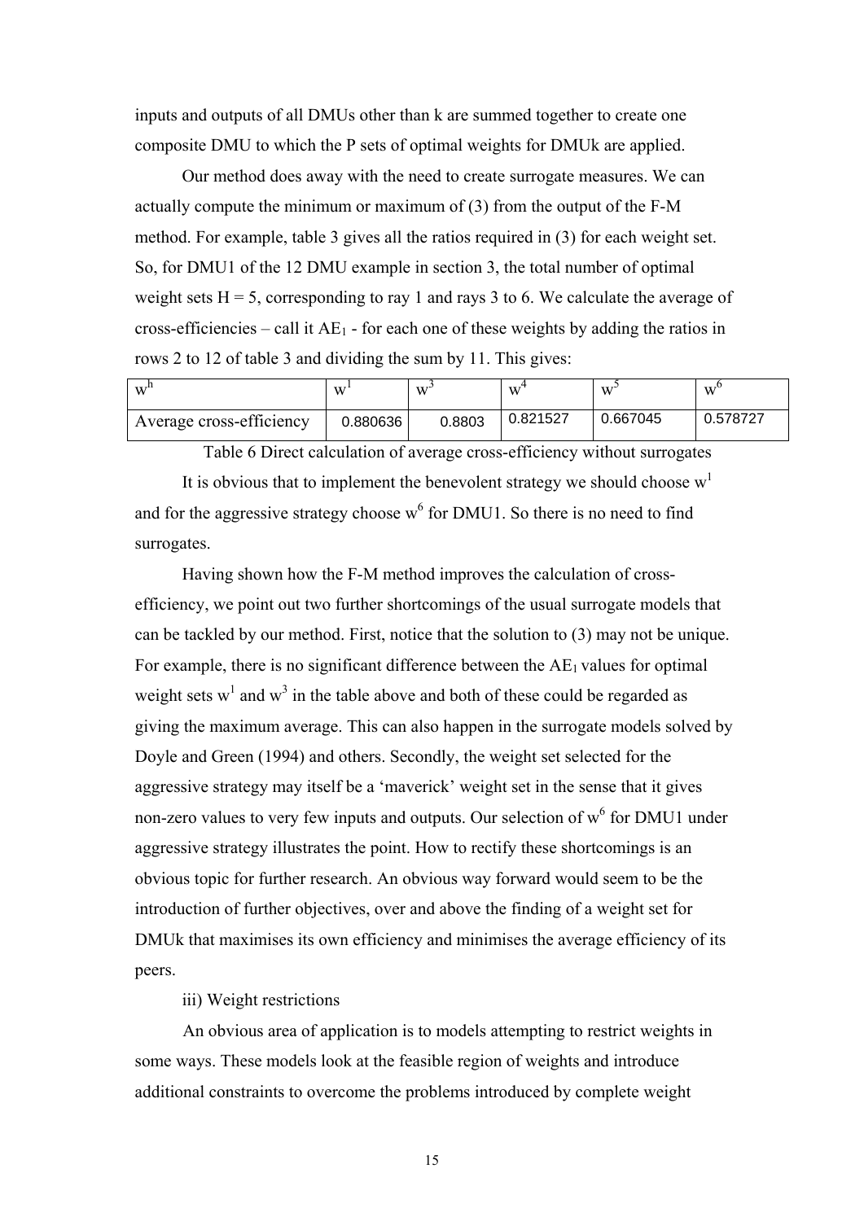inputs and outputs of all DMUs other than k are summed together to create one composite DMU to which the P sets of optimal weights for DMUk are applied.

Our method does away with the need to create surrogate measures. We can actually compute the minimum or maximum of (3) from the output of the F-M method. For example, table 3 gives all the ratios required in (3) for each weight set. So, for DMU1 of the 12 DMU example in section 3, the total number of optimal weight sets H = 5, corresponding to ray 1 and rays 3 to 6. We calculate the average of cross-efficiencies – call it $AE_1$ - for each one of these weights by adding the ratios in rows 2 to 12 of table 3 and dividing the sum by 11. This gives:

| $w^h$ | $w^1$ | $w^3$ | $w^4$ | $w^5$ | $w^6$ |
|---|---|---|---|---|---|
| Average cross-efficiency | 0.880636 | 0.8803 | 0.821527 | 0.667045 | 0.578727 |

Table 6 Direct calculation of average cross-efficiency without surrogates

It is obvious that to implement the benevolent strategy we should choose $w^1$ and for the aggressive strategy choose $w^6$ for DMU1. So there is no need to find surrogates.

Having shown how the F-M method improves the calculation of cross-efficiency, we point out two further shortcomings of the usual surrogate models that can be tackled by our method. First, notice that the solution to (3) may not be unique. For example, there is no significant difference between the $AE_1$ values for optimal weight sets $w^1$ and $w^3$ in the table above and both of these could be regarded as giving the maximum average. This can also happen in the surrogate models solved by Doyle and Green (1994) and others. Secondly, the weight set selected for the aggressive strategy may itself be a 'maverick' weight set in the sense that it gives non-zero values to very few inputs and outputs. Our selection of $w^6$ for DMU1 under aggressive strategy illustrates the point. How to rectify these shortcomings is an obvious topic for further research. An obvious way forward would seem to be the introduction of further objectives, over and above the finding of a weight set for DMUk that maximises its own efficiency and minimises the average efficiency of its peers.

iii) Weight restrictions

An obvious area of application is to models attempting to restrict weights in some ways. These models look at the feasible region of weights and introduce additional constraints to overcome the problems introduced by complete weight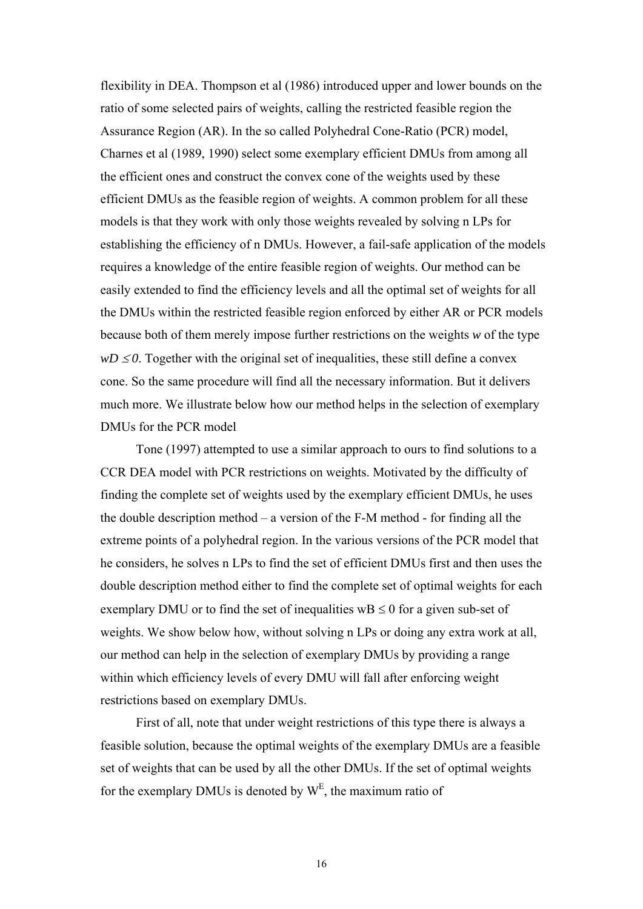flexibility in DEA. Thompson et al (1986) introduced upper and lower bounds on the ratio of some selected pairs of weights, calling the restricted feasible region the Assurance Region (AR). In the so called Polyhedral Cone-Ratio (PCR) model, Charnes et al (1989, 1990) select some exemplary efficient DMUs from among all the efficient ones and construct the convex cone of the weights used by these efficient DMUs as the feasible region of weights. A common problem for all these models is that they work with only those weights revealed by solving n LPs for establishing the efficiency of n DMUs. However, a fail-safe application of the models requires a knowledge of the entire feasible region of weights. Our method can be easily extended to find the efficiency levels and all the optimal set of weights for all the DMUs within the restricted feasible region enforced by either AR or PCR models because both of them merely impose further restrictions on the weights *w* of the type $wD \leq 0$. Together with the original set of inequalities, these still define a convex cone. So the same procedure will find all the necessary information. But it delivers much more. We illustrate below how our method helps in the selection of exemplary DMUs for the PCR model

Tone (1997) attempted to use a similar approach to ours to find solutions to a CCR DEA model with PCR restrictions on weights. Motivated by the difficulty of finding the complete set of weights used by the exemplary efficient DMUs, he uses the double description method – a version of the F-M method - for finding all the extreme points of a polyhedral region. In the various versions of the PCR model that he considers, he solves n LPs to find the set of efficient DMUs first and then uses the double description method either to find the complete set of optimal weights for each exemplary DMU or to find the set of inequalities $wB \leq 0$ for a given sub-set of weights. We show below how, without solving n LPs or doing any extra work at all, our method can help in the selection of exemplary DMUs by providing a range within which efficiency levels of every DMU will fall after enforcing weight restrictions based on exemplary DMUs.

First of all, note that under weight restrictions of this type there is always a feasible solution, because the optimal weights of the exemplary DMUs are a feasible set of weights that can be used by all the other DMUs. If the set of optimal weights for the exemplary DMUs is denoted by $W^E$, the maximum ratio of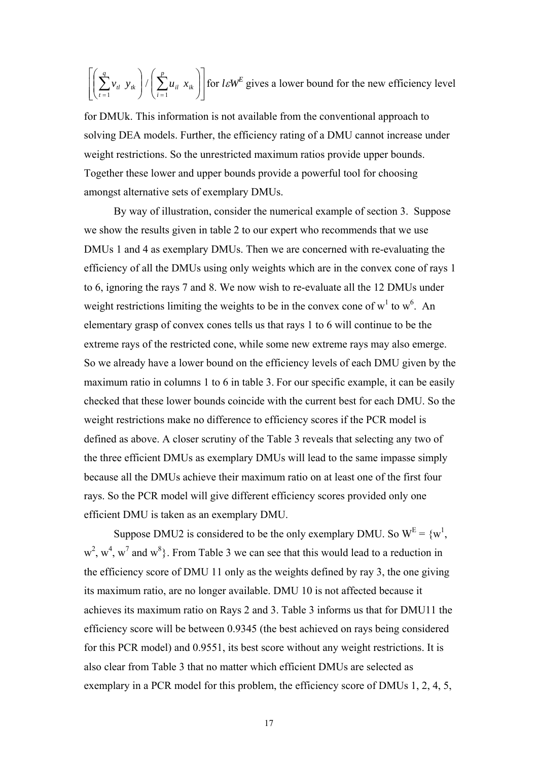$\left[\left(\sum_{t=1}^{q} v_{tl}\ y_{tk}\right) / \left(\sum_{i=1}^{p} u_{il}\ x_{ik}\right)\right]$ for $l \varepsilon W^E$ gives a lower bound for the new efficiency level for DMUk. This information is not available from the conventional approach to solving DEA models. Further, the efficiency rating of a DMU cannot increase under weight restrictions. So the unrestricted maximum ratios provide upper bounds. Together these lower and upper bounds provide a powerful tool for choosing amongst alternative sets of exemplary DMUs.

By way of illustration, consider the numerical example of section 3. Suppose we show the results given in table 2 to our expert who recommends that we use DMUs 1 and 4 as exemplary DMUs. Then we are concerned with re-evaluating the efficiency of all the DMUs using only weights which are in the convex cone of rays 1 to 6, ignoring the rays 7 and 8. We now wish to re-evaluate all the 12 DMUs under weight restrictions limiting the weights to be in the convex cone of $w^1$ to $w^6$. An elementary grasp of convex cones tells us that rays 1 to 6 will continue to be the extreme rays of the restricted cone, while some new extreme rays may also emerge. So we already have a lower bound on the efficiency levels of each DMU given by the maximum ratio in columns 1 to 6 in table 3. For our specific example, it can be easily checked that these lower bounds coincide with the current best for each DMU. So the weight restrictions make no difference to efficiency scores if the PCR model is defined as above. A closer scrutiny of the Table 3 reveals that selecting any two of the three efficient DMUs as exemplary DMUs will lead to the same impasse simply because all the DMUs achieve their maximum ratio on at least one of the first four rays. So the PCR model will give different efficiency scores provided only one efficient DMU is taken as an exemplary DMU.

Suppose DMU2 is considered to be the only exemplary DMU. So $W^E = \{w^1, w^2, w^4, w^7 \text{ and } w^8\}$. From Table 3 we can see that this would lead to a reduction in the efficiency score of DMU 11 only as the weights defined by ray 3, the one giving its maximum ratio, are no longer available. DMU 10 is not affected because it achieves its maximum ratio on Rays 2 and 3. Table 3 informs us that for DMU11 the efficiency score will be between 0.9345 (the best achieved on rays being considered for this PCR model) and 0.9551, its best score without any weight restrictions. It is also clear from Table 3 that no matter which efficient DMUs are selected as exemplary in a PCR model for this problem, the efficiency score of DMUs 1, 2, 4, 5,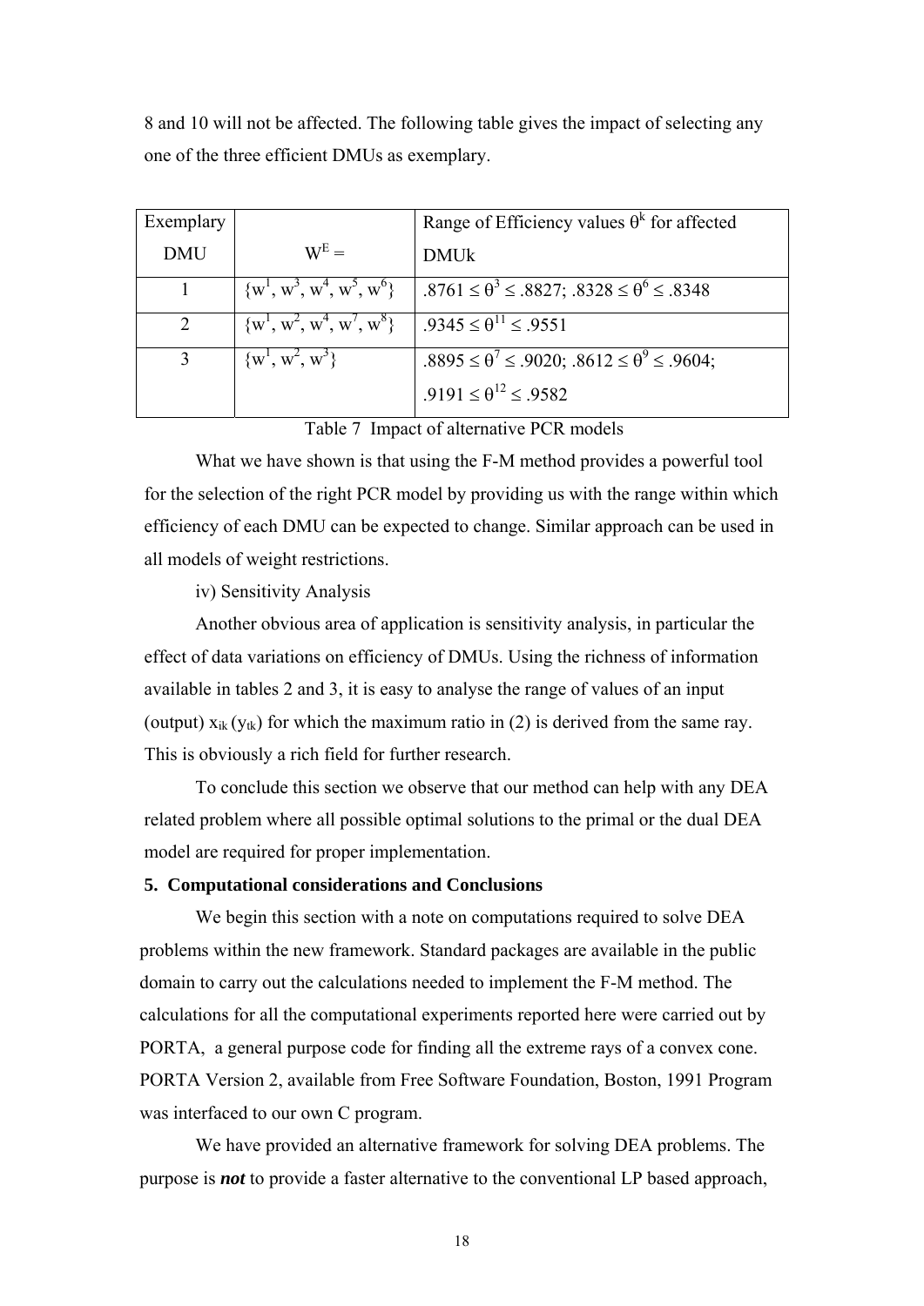8 and 10 will not be affected. The following table gives the impact of selecting any one of the three efficient DMUs as exemplary.

| Exemplary DMU | $W^E =$ | Range of Efficiency values $\theta^k$ for affected DMUk |
|---|---|---|
| 1 | $\{w^1, w^3, w^4, w^5, w^6\}$ | $.8761 \leq \theta^3 \leq .8827$; $.8328 \leq \theta^6 \leq .8348$ |
| 2 | $\{w^1, w^2, w^4, w^7, w^8\}$ | $.9345 \leq \theta^{11} \leq .9551$ |
| 3 | $\{w^1, w^2, w^3\}$ | $.8895 \leq \theta^7 \leq .9020$; $.8612 \leq \theta^9 \leq .9604$; $.9191 \leq \theta^{12} \leq .9582$ |

Table 7 Impact of alternative PCR models

What we have shown is that using the F-M method provides a powerful tool for the selection of the right PCR model by providing us with the range within which efficiency of each DMU can be expected to change. Similar approach can be used in all models of weight restrictions.

iv) Sensitivity Analysis

Another obvious area of application is sensitivity analysis, in particular the effect of data variations on efficiency of DMUs. Using the richness of information available in tables 2 and 3, it is easy to analyse the range of values of an input (output) $x_{ik}$ ($y_{tk}$) for which the maximum ratio in (2) is derived from the same ray. This is obviously a rich field for further research.

To conclude this section we observe that our method can help with any DEA related problem where all possible optimal solutions to the primal or the dual DEA model are required for proper implementation.

## 5. Computational considerations and Conclusions

We begin this section with a note on computations required to solve DEA problems within the new framework. Standard packages are available in the public domain to carry out the calculations needed to implement the F-M method. The calculations for all the computational experiments reported here were carried out by PORTA, a general purpose code for finding all the extreme rays of a convex cone. PORTA Version 2, available from Free Software Foundation, Boston, 1991 Program was interfaced to our own C program.

We have provided an alternative framework for solving DEA problems. The purpose is ***not*** to provide a faster alternative to the conventional LP based approach,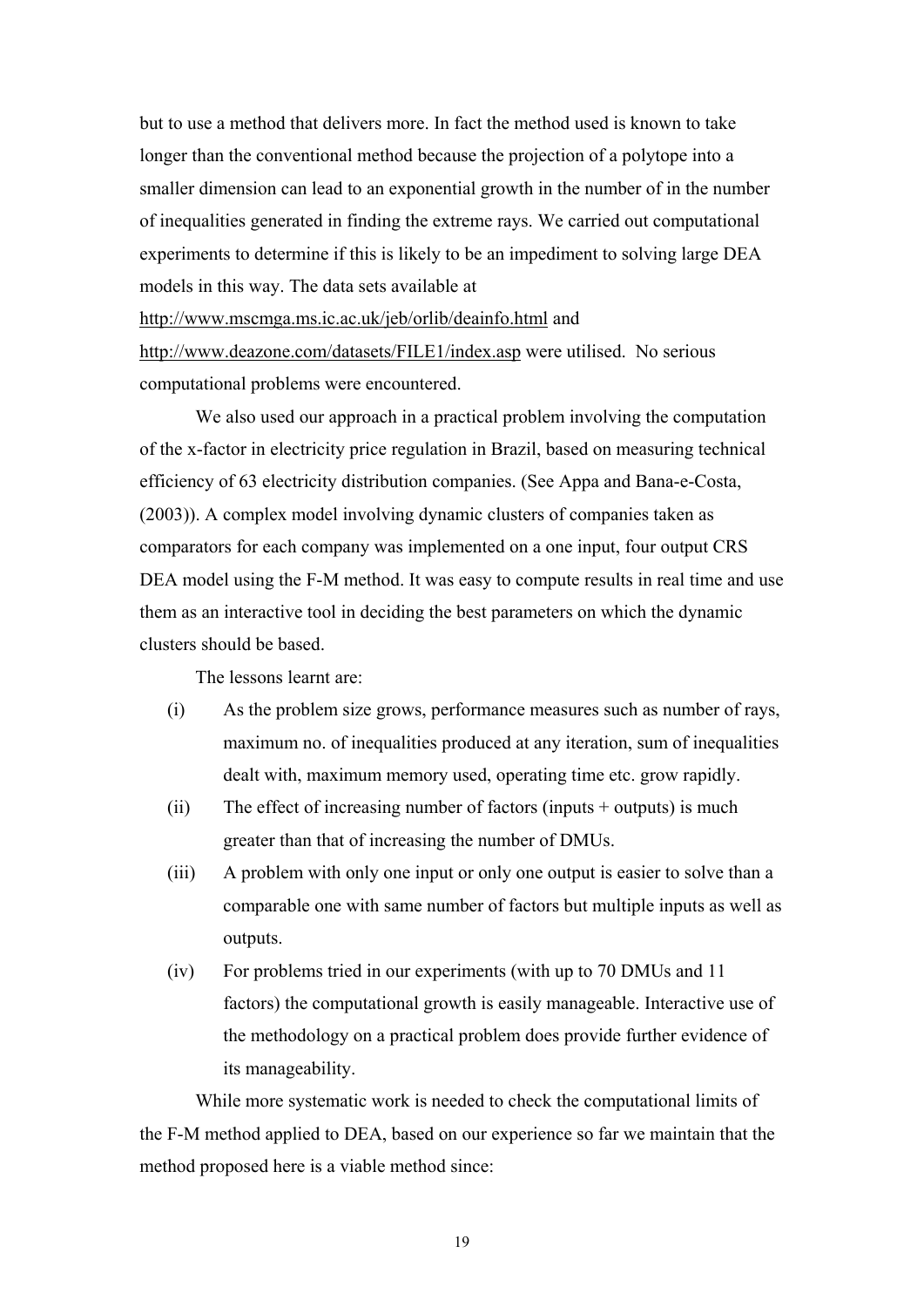but to use a method that delivers more. In fact the method used is known to take longer than the conventional method because the projection of a polytope into a smaller dimension can lead to an exponential growth in the number of in the number of inequalities generated in finding the extreme rays. We carried out computational experiments to determine if this is likely to be an impediment to solving large DEA models in this way. The data sets available at http://www.mscmga.ms.ic.ac.uk/jeb/orlib/deainfo.html and http://www.deazone.com/datasets/FILE1/index.asp were utilised. No serious computational problems were encountered.

We also used our approach in a practical problem involving the computation of the x-factor in electricity price regulation in Brazil, based on measuring technical efficiency of 63 electricity distribution companies. (See Appa and Bana-e-Costa, (2003)). A complex model involving dynamic clusters of companies taken as comparators for each company was implemented on a one input, four output CRS DEA model using the F-M method. It was easy to compute results in real time and use them as an interactive tool in deciding the best parameters on which the dynamic clusters should be based.

The lessons learnt are:

(i) As the problem size grows, performance measures such as number of rays, maximum no. of inequalities produced at any iteration, sum of inequalities dealt with, maximum memory used, operating time etc. grow rapidly.

(ii) The effect of increasing number of factors (inputs + outputs) is much greater than that of increasing the number of DMUs.

(iii) A problem with only one input or only one output is easier to solve than a comparable one with same number of factors but multiple inputs as well as outputs.

(iv) For problems tried in our experiments (with up to 70 DMUs and 11 factors) the computational growth is easily manageable. Interactive use of the methodology on a practical problem does provide further evidence of its manageability.

While more systematic work is needed to check the computational limits of the F-M method applied to DEA, based on our experience so far we maintain that the method proposed here is a viable method since: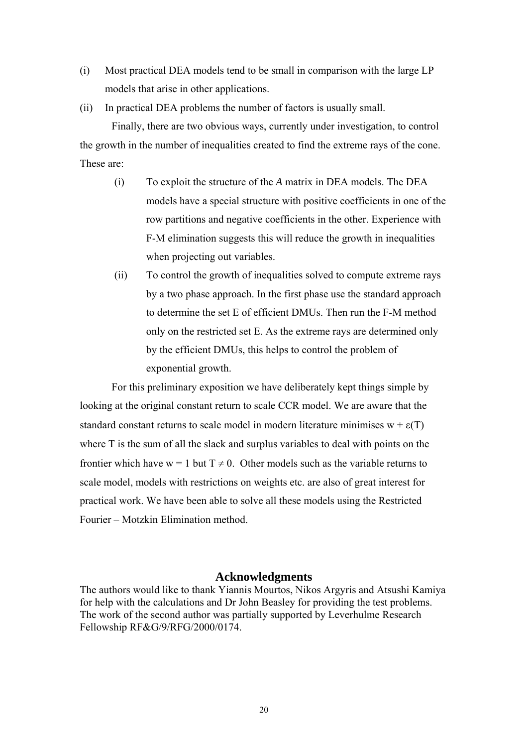(i) Most practical DEA models tend to be small in comparison with the large LP models that arise in other applications.

(ii) In practical DEA problems the number of factors is usually small.

Finally, there are two obvious ways, currently under investigation, to control the growth in the number of inequalities created to find the extreme rays of the cone. These are:

(i) To exploit the structure of the *A* matrix in DEA models. The DEA models have a special structure with positive coefficients in one of the row partitions and negative coefficients in the other. Experience with F-M elimination suggests this will reduce the growth in inequalities when projecting out variables.

(ii) To control the growth of inequalities solved to compute extreme rays by a two phase approach. In the first phase use the standard approach to determine the set E of efficient DMUs. Then run the F-M method only on the restricted set E. As the extreme rays are determined only by the efficient DMUs, this helps to control the problem of exponential growth.

For this preliminary exposition we have deliberately kept things simple by looking at the original constant return to scale CCR model. We are aware that the standard constant returns to scale model in modern literature minimises $w + \varepsilon(T)$ where T is the sum of all the slack and surplus variables to deal with points on the frontier which have $w = 1$ but $T \neq 0$. Other models such as the variable returns to scale model, models with restrictions on weights etc. are also of great interest for practical work. We have been able to solve all these models using the Restricted Fourier – Motzkin Elimination method.

## Acknowledgments

The authors would like to thank Yiannis Mourtos, Nikos Argyris and Atsushi Kamiya for help with the calculations and Dr John Beasley for providing the test problems. The work of the second author was partially supported by Leverhulme Research Fellowship RF&G/9/RFG/2000/0174.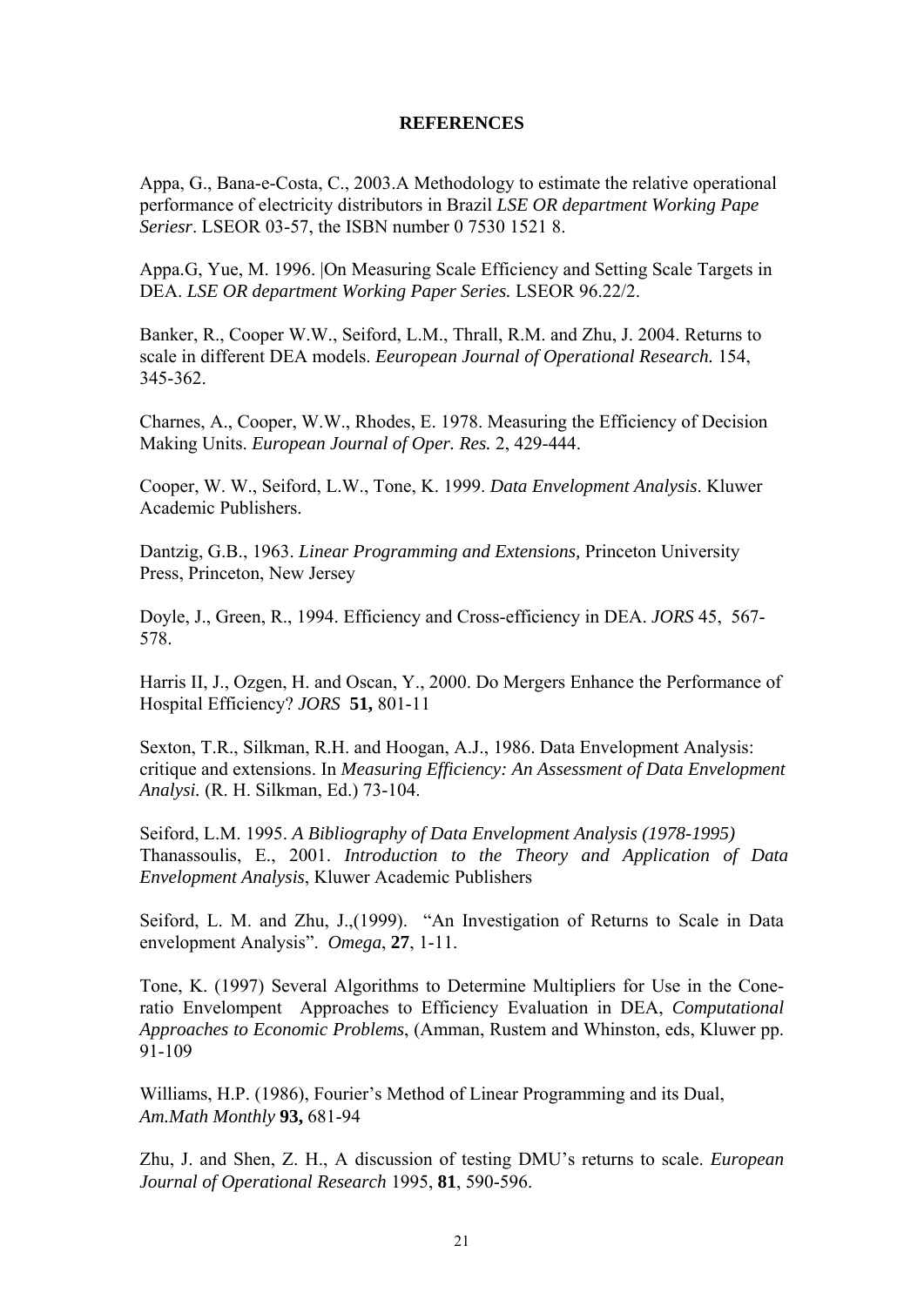## REFERENCES

Appa, G., Bana-e-Costa, C., 2003.A Methodology to estimate the relative operational performance of electricity distributors in Brazil *LSE OR department Working Pape Seriesr*. LSEOR 03-57, the ISBN number 0 7530 1521 8.

Appa.G, Yue, M. 1996. |On Measuring Scale Efficiency and Setting Scale Targets in DEA. *LSE OR department Working Paper Series.* LSEOR 96.22/2.

Banker, R., Cooper W.W., Seiford, L.M., Thrall, R.M. and Zhu, J. 2004. Returns to scale in different DEA models. *Eeuropean Journal of Operational Research.* 154, 345-362.

Charnes, A., Cooper, W.W., Rhodes, E. 1978. Measuring the Efficiency of Decision Making Units. *European Journal of Oper. Res.* 2, 429-444.

Cooper, W. W., Seiford, L.W., Tone, K. 1999. *Data Envelopment Analysis*. Kluwer Academic Publishers.

Dantzig, G.B., 1963. *Linear Programming and Extensions,* Princeton University Press, Princeton, New Jersey

Doyle, J., Green, R., 1994. Efficiency and Cross-efficiency in DEA. *JORS* 45, 567-578.

Harris II, J., Ozgen, H. and Oscan, Y., 2000. Do Mergers Enhance the Performance of Hospital Efficiency? *JORS* **51,** 801-11

Sexton, T.R., Silkman, R.H. and Hoogan, A.J., 1986. Data Envelopment Analysis: critique and extensions. In *Measuring Efficiency: An Assessment of Data Envelopment Analysi.* (R. H. Silkman, Ed.) 73-104.

Seiford, L.M. 1995. *A Bibliography of Data Envelopment Analysis (1978-1995)*
Thanassoulis, E., 2001. *Introduction to the Theory and Application of Data Envelopment Analysis*, Kluwer Academic Publishers

Seiford, L. M. and Zhu, J.,(1999). "An Investigation of Returns to Scale in Data envelopment Analysis". *Omega*, **27**, 1-11.

Tone, K. (1997) Several Algorithms to Determine Multipliers for Use in the Cone-ratio Envelompent Approaches to Efficiency Evaluation in DEA, *Computational Approaches to Economic Problems*, (Amman, Rustem and Whinston, eds, Kluwer pp. 91-109

Williams, H.P. (1986), Fourier's Method of Linear Programming and its Dual, *Am.Math Monthly* **93,** 681-94

Zhu, J. and Shen, Z. H., A discussion of testing DMU's returns to scale. *European Journal of Operational Research* 1995, **81**, 590-596.